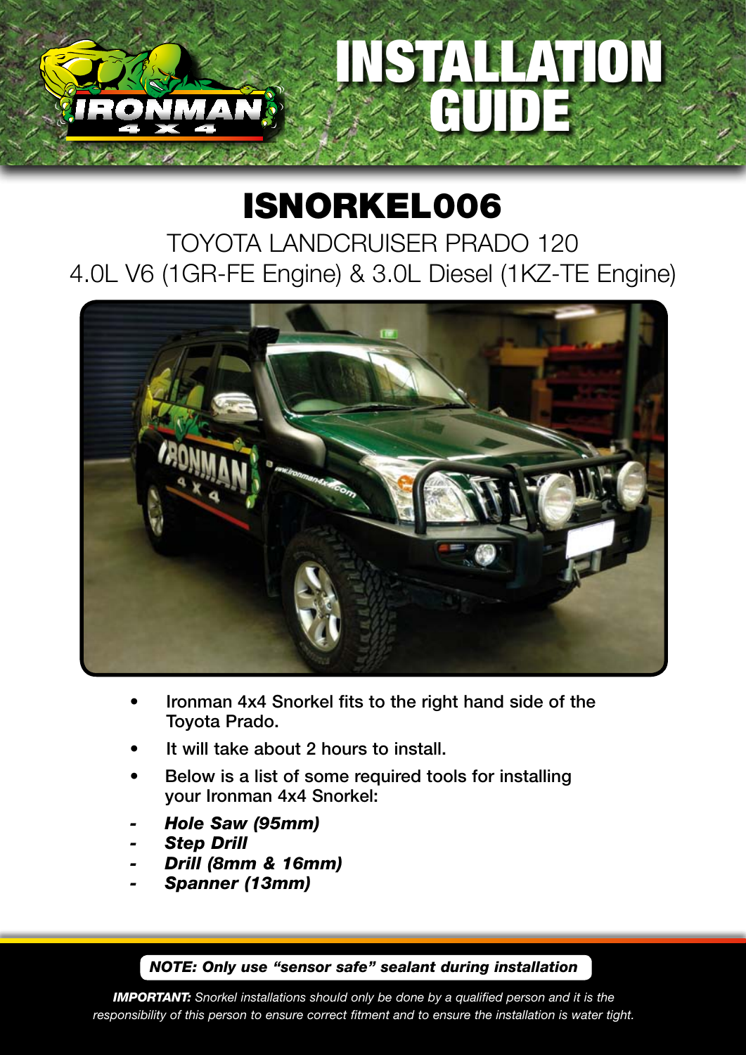# INSTALLATION GUIDE

## ISNORKEL006

TOYOTA LANDCRUISER PRADO 120
4.0L V6 (1GR-FE Engine) & 3.0L Diesel (1KZ-TE Engine)

- **Ironman 4x4 Snorkel fits to the right hand side of the Toyota Prado.**
- **It will take about 2 hours to install.**
- **Below is a list of some required tools for installing your Ironman 4x4 Snorkel:**

- ***Hole Saw (95mm)***
- ***Step Drill***
- ***Drill (8mm & 16mm)***
- ***Spanner (13mm)***

***NOTE: Only use "sensor safe" sealant during installation***

***IMPORTANT:** Snorkel installations should only be done by a qualified person and it is the responsibility of this person to ensure correct fitment and to ensure the installation is water tight.*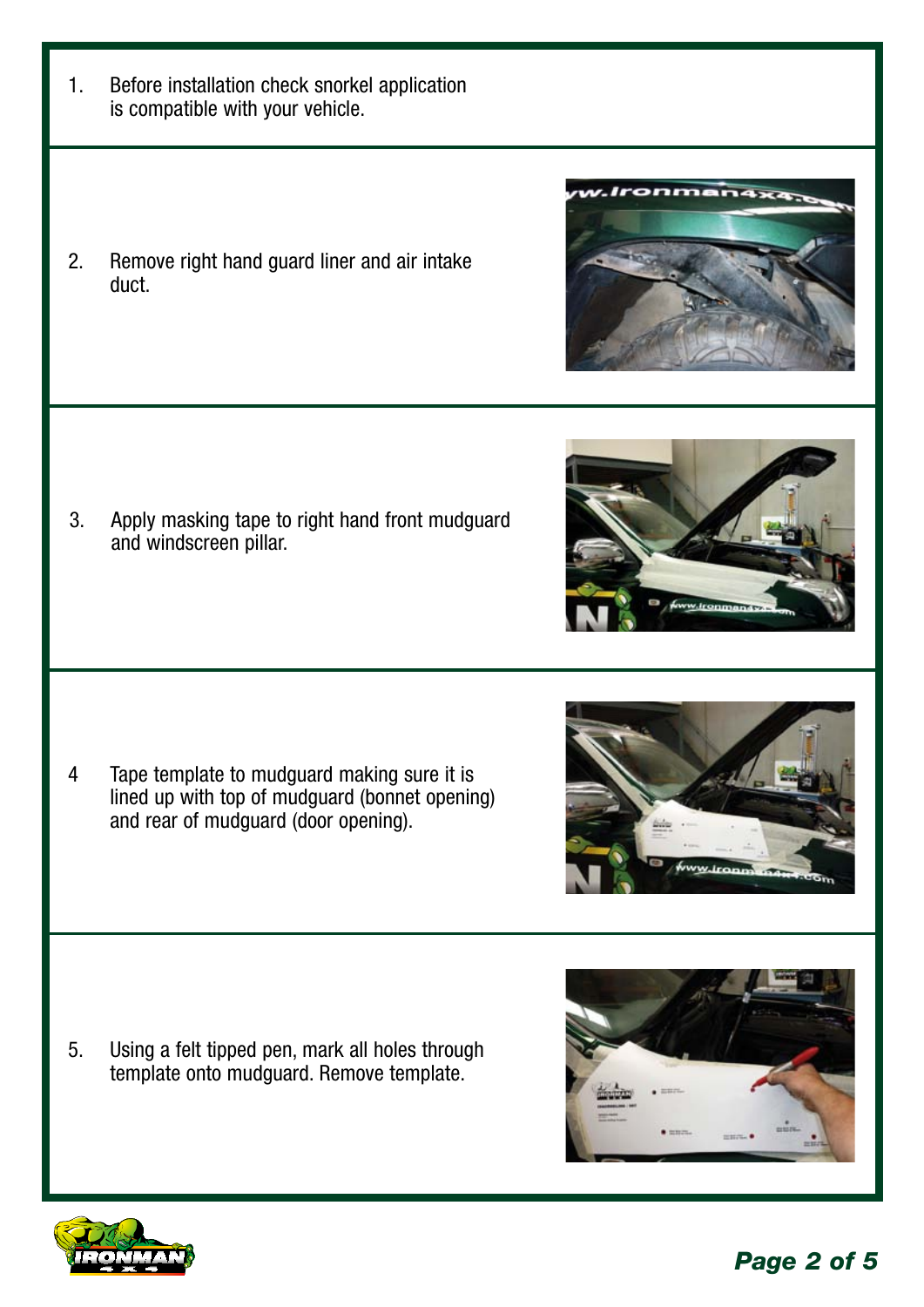1. Before installation check snorkel application is compatible with your vehicle.

2. Remove right hand guard liner and air intake duct.

3. Apply masking tape to right hand front mudguard and windscreen pillar.

4 Tape template to mudguard making sure it is lined up with top of mudguard (bonnet opening) and rear of mudguard (door opening).

5. Using a felt tipped pen, mark all holes through template onto mudguard. Remove template.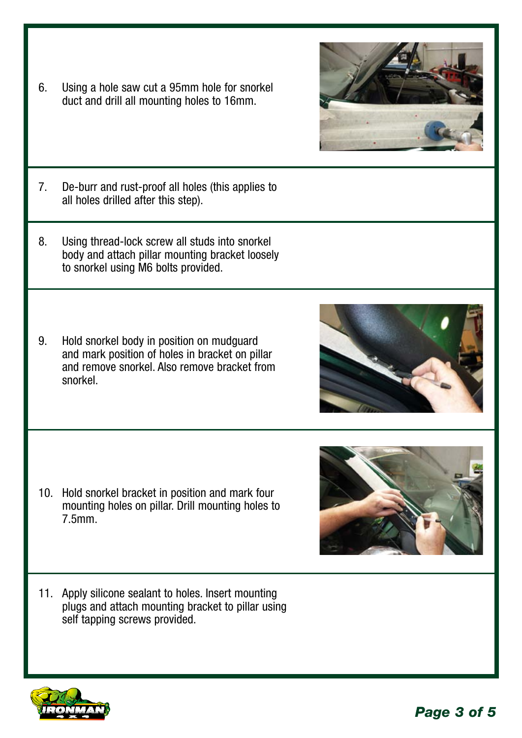6. Using a hole saw cut a 95mm hole for snorkel duct and drill all mounting holes to 16mm.

7. De-burr and rust-proof all holes (this applies to all holes drilled after this step).

8. Using thread-lock screw all studs into snorkel body and attach pillar mounting bracket loosely to snorkel using M6 bolts provided.

9. Hold snorkel body in position on mudguard and mark position of holes in bracket on pillar and remove snorkel. Also remove bracket from snorkel.

10. Hold snorkel bracket in position and mark four mounting holes on pillar. Drill mounting holes to 7.5mm.

11. Apply silicone sealant to holes. Insert mounting plugs and attach mounting bracket to pillar using self tapping screws provided.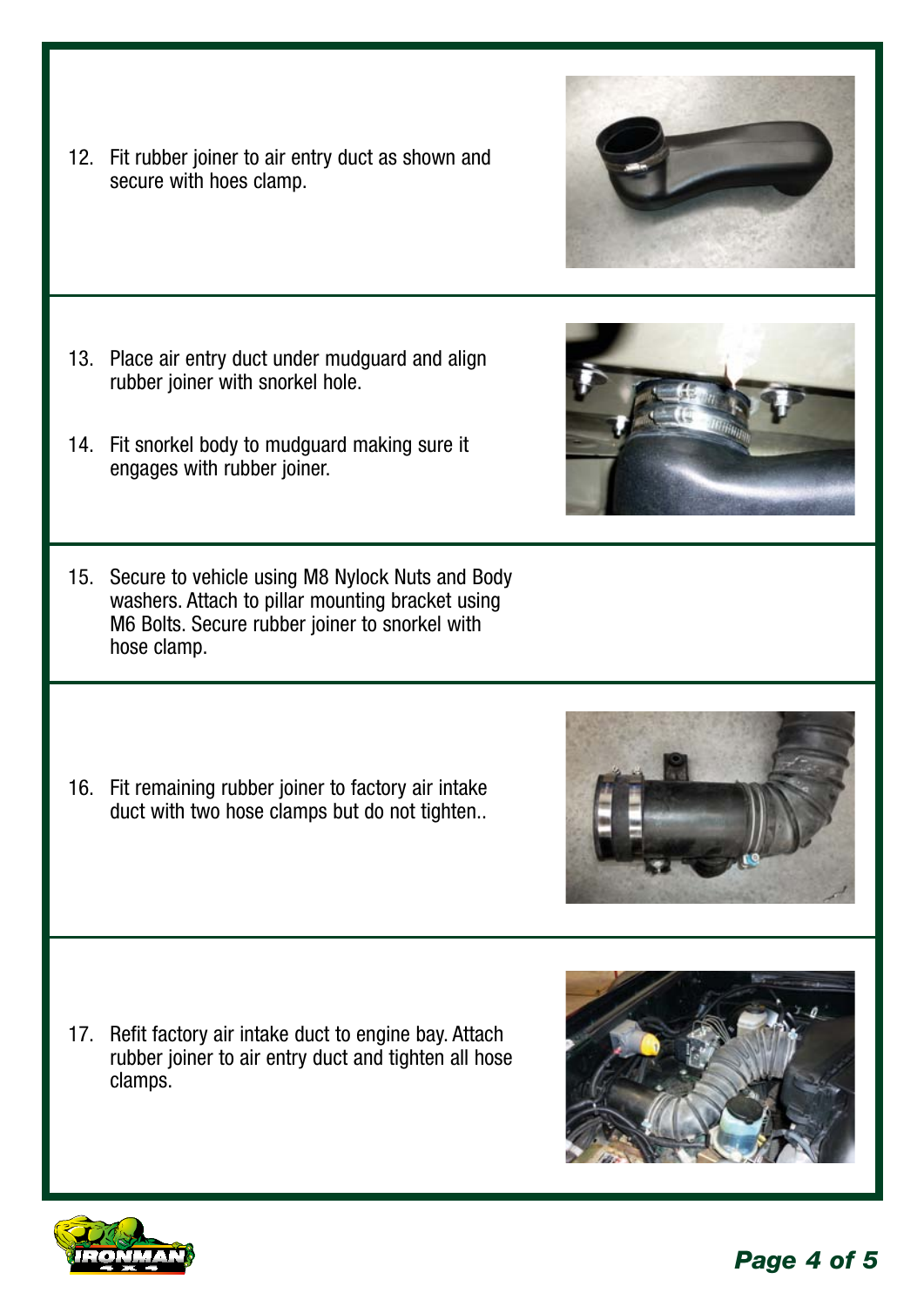12. Fit rubber joiner to air entry duct as shown and secure with hoes clamp.

13. Place air entry duct under mudguard and align rubber joiner with snorkel hole.

14. Fit snorkel body to mudguard making sure it engages with rubber joiner.

15. Secure to vehicle using M8 Nylock Nuts and Body washers. Attach to pillar mounting bracket using M6 Bolts. Secure rubber joiner to snorkel with hose clamp.

16. Fit remaining rubber joiner to factory air intake duct with two hose clamps but do not tighten..

17. Refit factory air intake duct to engine bay. Attach rubber joiner to air entry duct and tighten all hose clamps.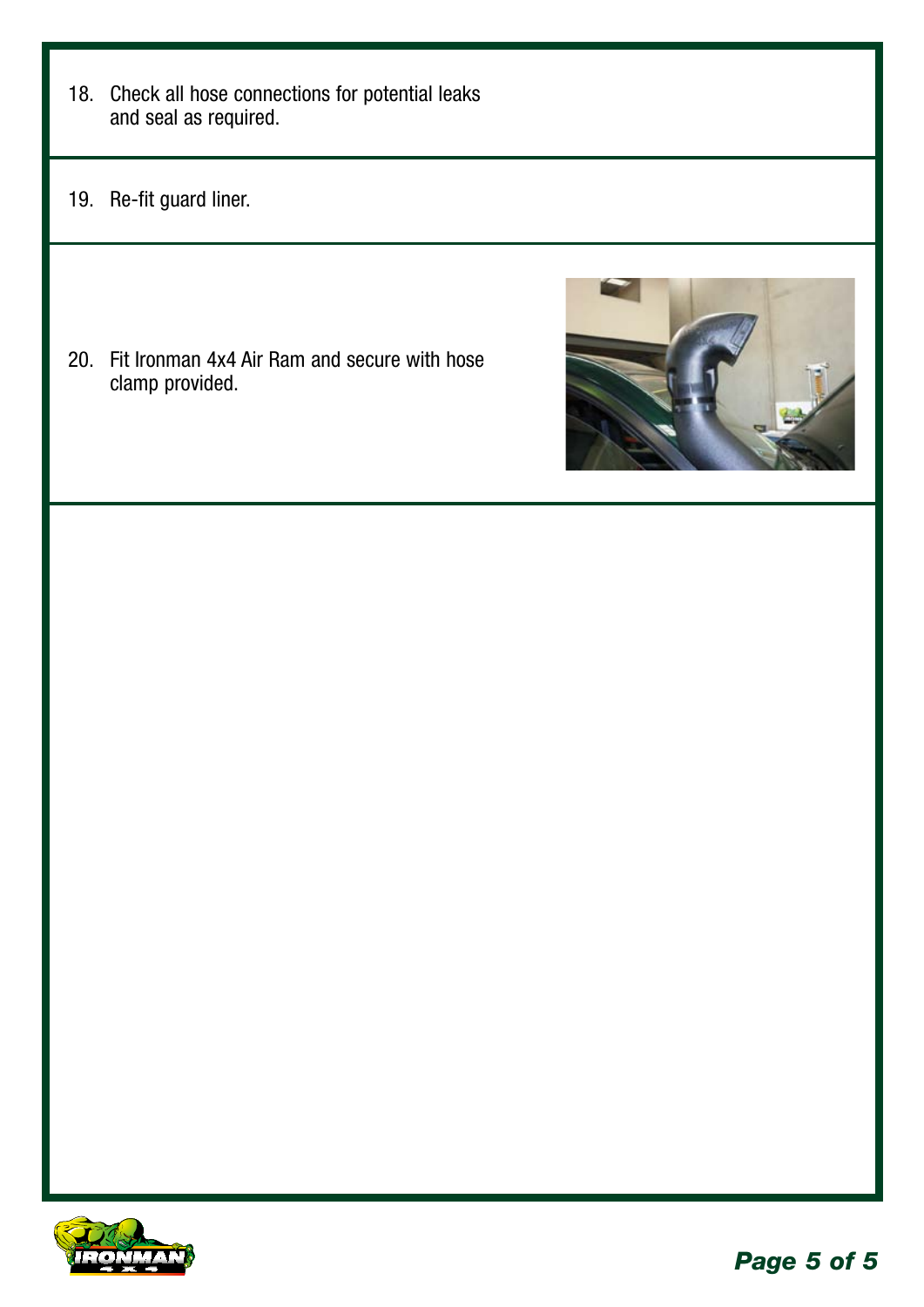18. Check all hose connections for potential leaks and seal as required.

19. Re-fit guard liner.

20. Fit Ironman 4x4 Air Ram and secure with hose clamp provided.